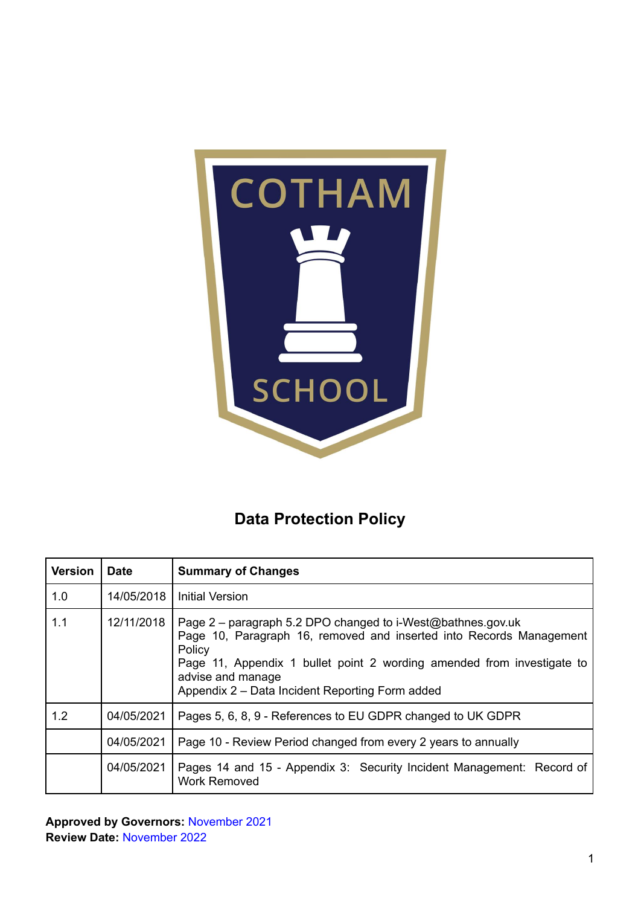# Data Protection Policy

| Version | Date | Summary of Changes |
|---|---|---|
| 1.0 | 14/05/2018 | Initial Version |
| 1.1 | 12/11/2018 | Page 2 – paragraph 5.2 DPO changed to i-West@bathnes.gov.uk<br>Page 10, Paragraph 16, removed and inserted into Records Management Policy<br>Page 11, Appendix 1 bullet point 2 wording amended from investigate to advise and manage<br>Appendix 2 – Data Incident Reporting Form added |
| 1.2 | 04/05/2021 | Pages 5, 6, 8, 9 - References to EU GDPR changed to UK GDPR |
| | 04/05/2021 | Page 10 - Review Period changed from every 2 years to annually |
| | 04/05/2021 | Pages 14 and 15 - Appendix 3: Security Incident Management: Record of Work Removed |

**Approved by Governors:** November 2021
**Review Date:** November 2022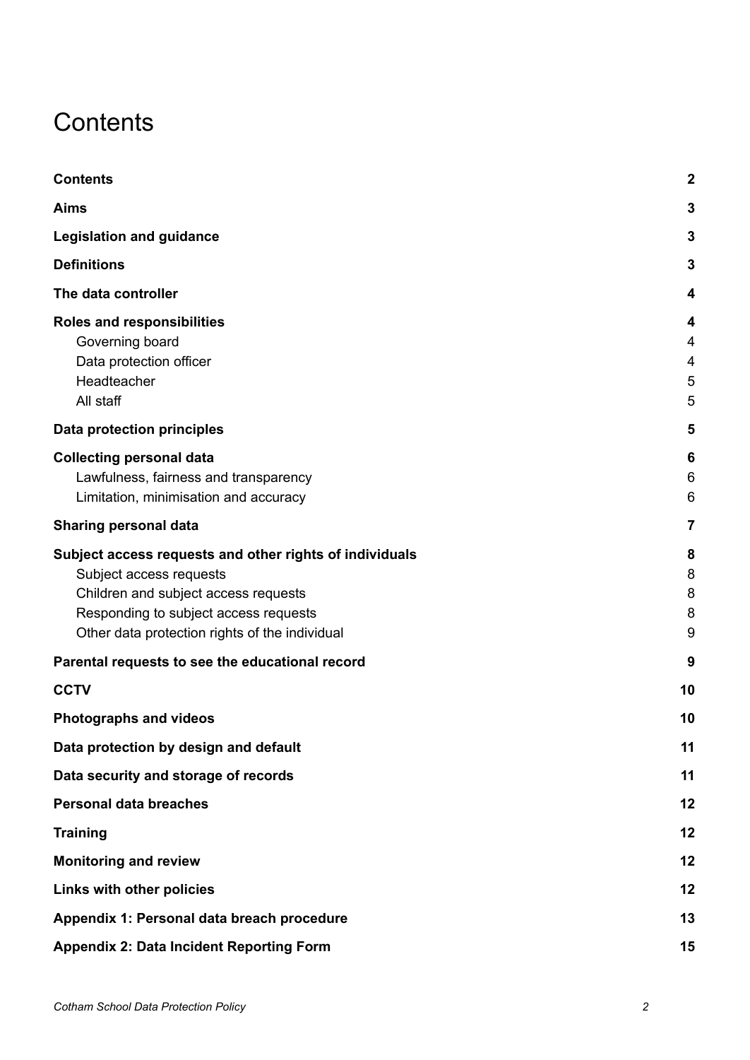# Contents

| | |
|---|---|
| **Contents** | **2** |
| **Aims** | **3** |
| **Legislation and guidance** | **3** |
| **Definitions** | **3** |
| **The data controller** | **4** |
| **Roles and responsibilities** | **4** |
| Governing board | 4 |
| Data protection officer | 4 |
| Headteacher | 5 |
| All staff | 5 |
| **Data protection principles** | **5** |
| **Collecting personal data** | **6** |
| Lawfulness, fairness and transparency | 6 |
| Limitation, minimisation and accuracy | 6 |
| **Sharing personal data** | **7** |
| **Subject access requests and other rights of individuals** | **8** |
| Subject access requests | 8 |
| Children and subject access requests | 8 |
| Responding to subject access requests | 8 |
| Other data protection rights of the individual | 9 |
| **Parental requests to see the educational record** | **9** |
| **CCTV** | **10** |
| **Photographs and videos** | **10** |
| **Data protection by design and default** | **11** |
| **Data security and storage of records** | **11** |
| **Personal data breaches** | **12** |
| **Training** | **12** |
| **Monitoring and review** | **12** |
| **Links with other policies** | **12** |
| **Appendix 1: Personal data breach procedure** | **13** |
| **Appendix 2: Data Incident Reporting Form** | **15** |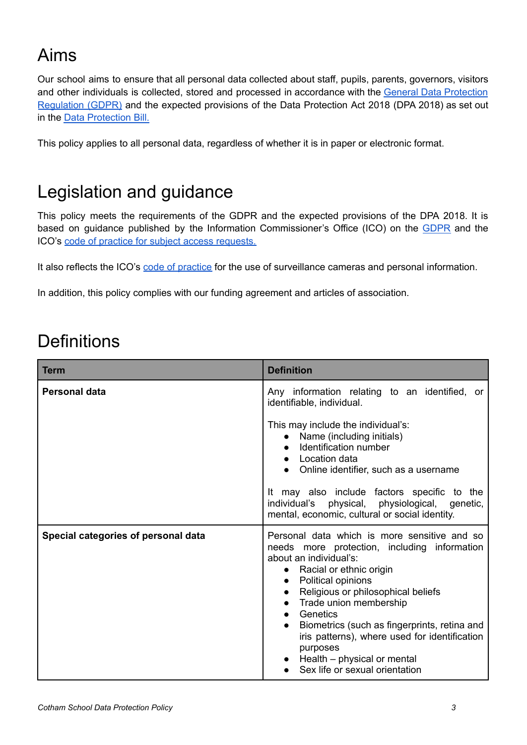# Aims

Our school aims to ensure that all personal data collected about staff, pupils, parents, governors, visitors and other individuals is collected, stored and processed in accordance with the General Data Protection Regulation (GDPR) and the expected provisions of the Data Protection Act 2018 (DPA 2018) as set out in the Data Protection Bill.

This policy applies to all personal data, regardless of whether it is in paper or electronic format.

# Legislation and guidance

This policy meets the requirements of the GDPR and the expected provisions of the DPA 2018. It is based on guidance published by the Information Commissioner's Office (ICO) on the GDPR and the ICO's code of practice for subject access requests.

It also reflects the ICO's code of practice for the use of surveillance cameras and personal information.

In addition, this policy complies with our funding agreement and articles of association.

# Definitions

| Term | Definition |
|---|---|
| **Personal data** | Any information relating to an identified, or identifiable, individual.<br><br>This may include the individual's:<br>● Name (including initials)<br>● Identification number<br>● Location data<br>● Online identifier, such as a username<br><br>It may also include factors specific to the individual's physical, physiological, genetic, mental, economic, cultural or social identity. |
| **Special categories of personal data** | Personal data which is more sensitive and so needs more protection, including information about an individual's:<br>● Racial or ethnic origin<br>● Political opinions<br>● Religious or philosophical beliefs<br>● Trade union membership<br>● Genetics<br>● Biometrics (such as fingerprints, retina and iris patterns), where used for identification purposes<br>● Health – physical or mental<br>● Sex life or sexual orientation |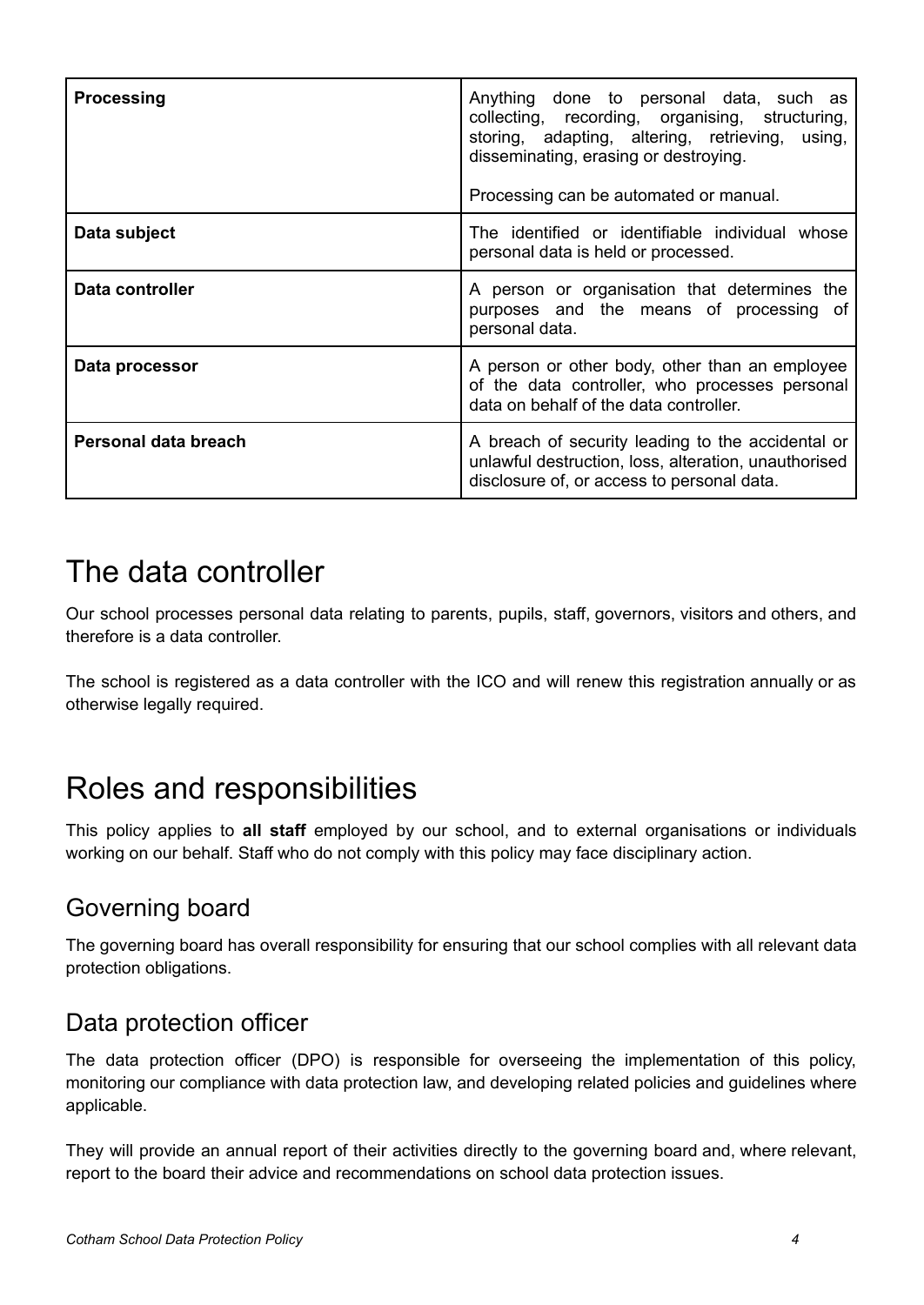| | |
|---|---|
| **Processing** | Anything done to personal data, such as collecting, recording, organising, structuring, storing, adapting, altering, retrieving, using, disseminating, erasing or destroying.<br><br>Processing can be automated or manual. |
| **Data subject** | The identified or identifiable individual whose personal data is held or processed. |
| **Data controller** | A person or organisation that determines the purposes and the means of processing of personal data. |
| **Data processor** | A person or other body, other than an employee of the data controller, who processes personal data on behalf of the data controller. |
| **Personal data breach** | A breach of security leading to the accidental or unlawful destruction, loss, alteration, unauthorised disclosure of, or access to personal data. |

# The data controller

Our school processes personal data relating to parents, pupils, staff, governors, visitors and others, and therefore is a data controller.

The school is registered as a data controller with the ICO and will renew this registration annually or as otherwise legally required.

# Roles and responsibilities

This policy applies to **all staff** employed by our school, and to external organisations or individuals working on our behalf. Staff who do not comply with this policy may face disciplinary action.

## Governing board

The governing board has overall responsibility for ensuring that our school complies with all relevant data protection obligations.

## Data protection officer

The data protection officer (DPO) is responsible for overseeing the implementation of this policy, monitoring our compliance with data protection law, and developing related policies and guidelines where applicable.

They will provide an annual report of their activities directly to the governing board and, where relevant, report to the board their advice and recommendations on school data protection issues.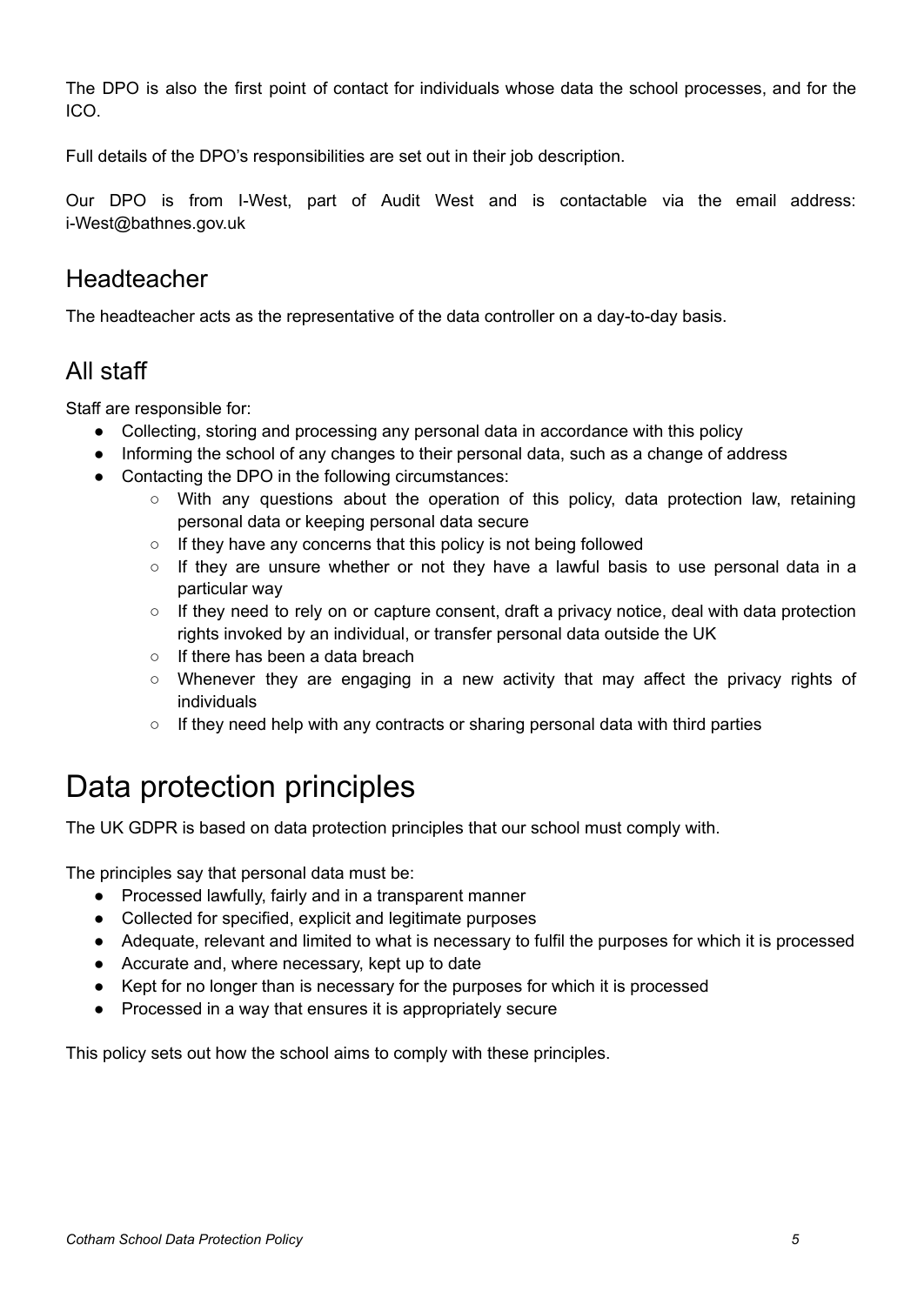The DPO is also the first point of contact for individuals whose data the school processes, and for the ICO.

Full details of the DPO's responsibilities are set out in their job description.

Our DPO is from I-West, part of Audit West and is contactable via the email address: i-West@bathnes.gov.uk

## Headteacher

The headteacher acts as the representative of the data controller on a day-to-day basis.

## All staff

Staff are responsible for:

- Collecting, storing and processing any personal data in accordance with this policy
- Informing the school of any changes to their personal data, such as a change of address
- Contacting the DPO in the following circumstances:
    - With any questions about the operation of this policy, data protection law, retaining personal data or keeping personal data secure
    - If they have any concerns that this policy is not being followed
    - If they are unsure whether or not they have a lawful basis to use personal data in a particular way
    - If they need to rely on or capture consent, draft a privacy notice, deal with data protection rights invoked by an individual, or transfer personal data outside the UK
    - If there has been a data breach
    - Whenever they are engaging in a new activity that may affect the privacy rights of individuals
    - If they need help with any contracts or sharing personal data with third parties

# Data protection principles

The UK GDPR is based on data protection principles that our school must comply with.

The principles say that personal data must be:

- Processed lawfully, fairly and in a transparent manner
- Collected for specified, explicit and legitimate purposes
- Adequate, relevant and limited to what is necessary to fulfil the purposes for which it is processed
- Accurate and, where necessary, kept up to date
- Kept for no longer than is necessary for the purposes for which it is processed
- Processed in a way that ensures it is appropriately secure

This policy sets out how the school aims to comply with these principles.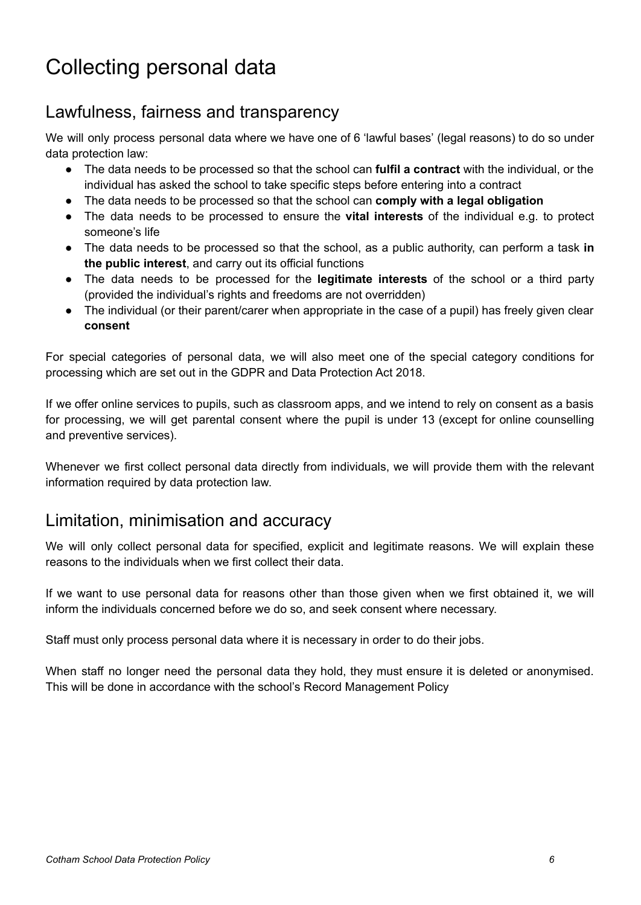# Collecting personal data

## Lawfulness, fairness and transparency

We will only process personal data where we have one of 6 'lawful bases' (legal reasons) to do so under data protection law:

- The data needs to be processed so that the school can **fulfil a contract** with the individual, or the individual has asked the school to take specific steps before entering into a contract
- The data needs to be processed so that the school can **comply with a legal obligation**
- The data needs to be processed to ensure the **vital interests** of the individual e.g. to protect someone's life
- The data needs to be processed so that the school, as a public authority, can perform a task **in the public interest**, and carry out its official functions
- The data needs to be processed for the **legitimate interests** of the school or a third party (provided the individual's rights and freedoms are not overridden)
- The individual (or their parent/carer when appropriate in the case of a pupil) has freely given clear **consent**

For special categories of personal data, we will also meet one of the special category conditions for processing which are set out in the GDPR and Data Protection Act 2018.

If we offer online services to pupils, such as classroom apps, and we intend to rely on consent as a basis for processing, we will get parental consent where the pupil is under 13 (except for online counselling and preventive services).

Whenever we first collect personal data directly from individuals, we will provide them with the relevant information required by data protection law.

## Limitation, minimisation and accuracy

We will only collect personal data for specified, explicit and legitimate reasons. We will explain these reasons to the individuals when we first collect their data.

If we want to use personal data for reasons other than those given when we first obtained it, we will inform the individuals concerned before we do so, and seek consent where necessary.

Staff must only process personal data where it is necessary in order to do their jobs.

When staff no longer need the personal data they hold, they must ensure it is deleted or anonymised. This will be done in accordance with the school's Record Management Policy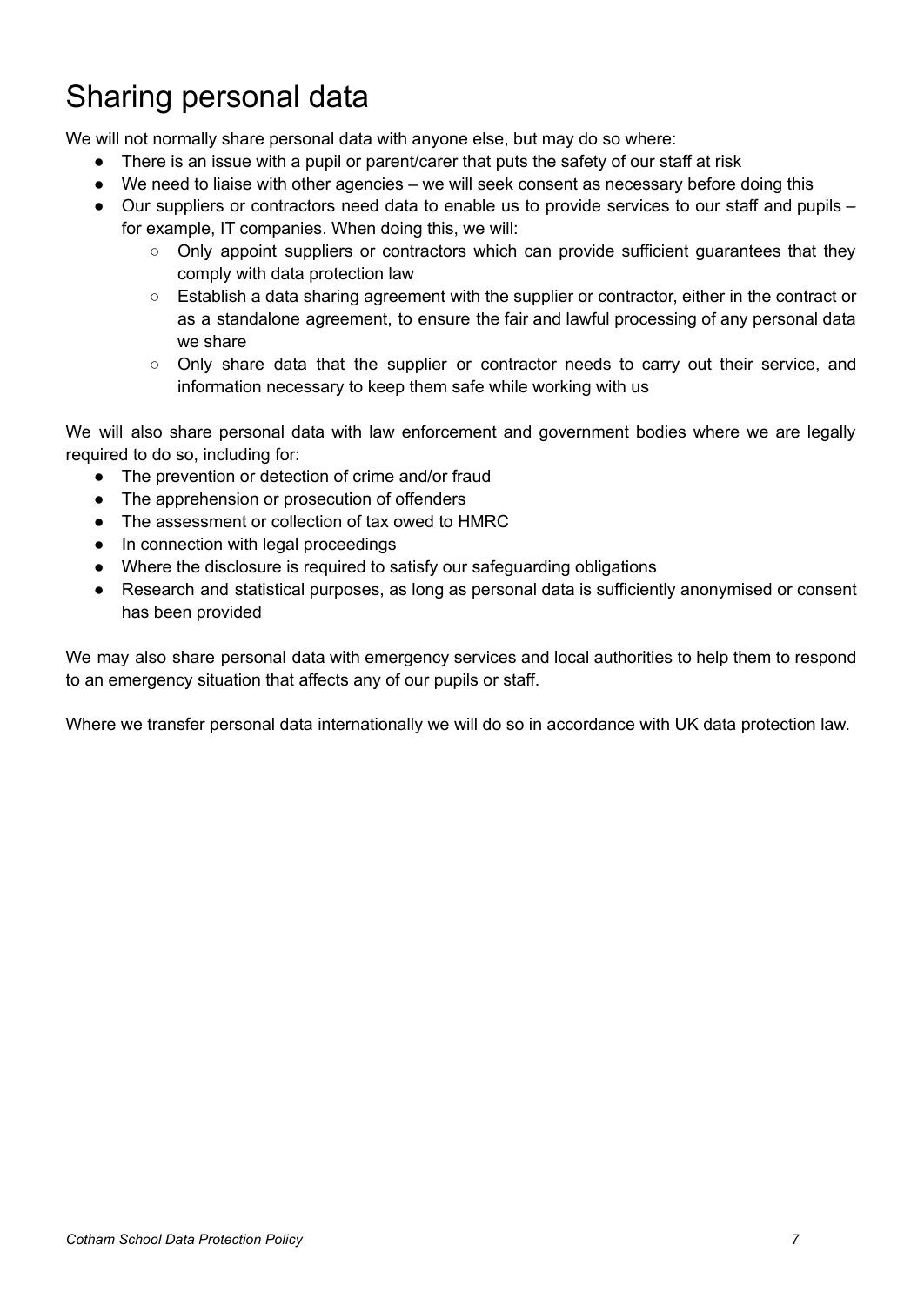# Sharing personal data

We will not normally share personal data with anyone else, but may do so where:

- There is an issue with a pupil or parent/carer that puts the safety of our staff at risk
- We need to liaise with other agencies – we will seek consent as necessary before doing this
- Our suppliers or contractors need data to enable us to provide services to our staff and pupils – for example, IT companies. When doing this, we will:
    - Only appoint suppliers or contractors which can provide sufficient guarantees that they comply with data protection law
    - Establish a data sharing agreement with the supplier or contractor, either in the contract or as a standalone agreement, to ensure the fair and lawful processing of any personal data we share
    - Only share data that the supplier or contractor needs to carry out their service, and information necessary to keep them safe while working with us

We will also share personal data with law enforcement and government bodies where we are legally required to do so, including for:

- The prevention or detection of crime and/or fraud
- The apprehension or prosecution of offenders
- The assessment or collection of tax owed to HMRC
- In connection with legal proceedings
- Where the disclosure is required to satisfy our safeguarding obligations
- Research and statistical purposes, as long as personal data is sufficiently anonymised or consent has been provided

We may also share personal data with emergency services and local authorities to help them to respond to an emergency situation that affects any of our pupils or staff.

Where we transfer personal data internationally we will do so in accordance with UK data protection law.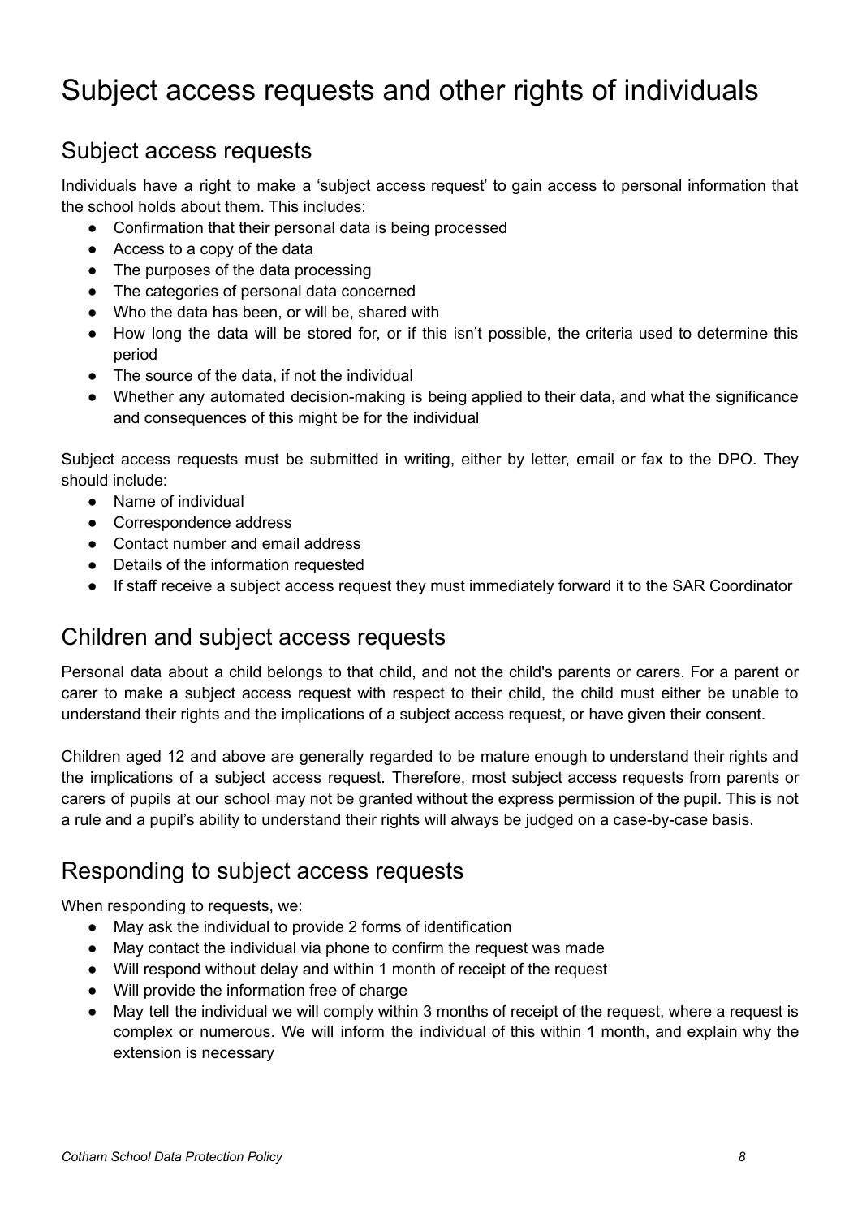# Subject access requests and other rights of individuals

## Subject access requests

Individuals have a right to make a 'subject access request' to gain access to personal information that the school holds about them. This includes:

- Confirmation that their personal data is being processed
- Access to a copy of the data
- The purposes of the data processing
- The categories of personal data concerned
- Who the data has been, or will be, shared with
- How long the data will be stored for, or if this isn't possible, the criteria used to determine this period
- The source of the data, if not the individual
- Whether any automated decision-making is being applied to their data, and what the significance and consequences of this might be for the individual

Subject access requests must be submitted in writing, either by letter, email or fax to the DPO. They should include:

- Name of individual
- Correspondence address
- Contact number and email address
- Details of the information requested
- If staff receive a subject access request they must immediately forward it to the SAR Coordinator

## Children and subject access requests

Personal data about a child belongs to that child, and not the child's parents or carers. For a parent or carer to make a subject access request with respect to their child, the child must either be unable to understand their rights and the implications of a subject access request, or have given their consent.

Children aged 12 and above are generally regarded to be mature enough to understand their rights and the implications of a subject access request. Therefore, most subject access requests from parents or carers of pupils at our school may not be granted without the express permission of the pupil. This is not a rule and a pupil's ability to understand their rights will always be judged on a case-by-case basis.

## Responding to subject access requests

When responding to requests, we:

- May ask the individual to provide 2 forms of identification
- May contact the individual via phone to confirm the request was made
- Will respond without delay and within 1 month of receipt of the request
- Will provide the information free of charge
- May tell the individual we will comply within 3 months of receipt of the request, where a request is complex or numerous. We will inform the individual of this within 1 month, and explain why the extension is necessary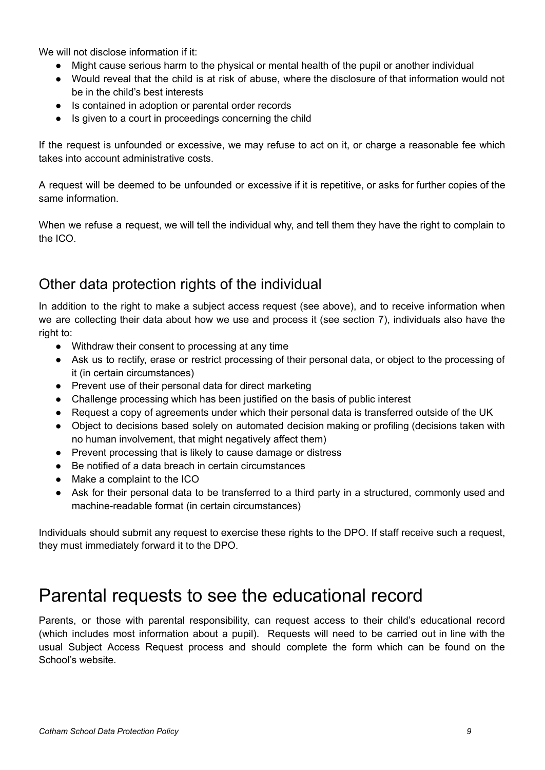We will not disclose information if it:

- Might cause serious harm to the physical or mental health of the pupil or another individual
- Would reveal that the child is at risk of abuse, where the disclosure of that information would not be in the child's best interests
- Is contained in adoption or parental order records
- Is given to a court in proceedings concerning the child

If the request is unfounded or excessive, we may refuse to act on it, or charge a reasonable fee which takes into account administrative costs.

A request will be deemed to be unfounded or excessive if it is repetitive, or asks for further copies of the same information.

When we refuse a request, we will tell the individual why, and tell them they have the right to complain to the ICO.

## Other data protection rights of the individual

In addition to the right to make a subject access request (see above), and to receive information when we are collecting their data about how we use and process it (see section 7), individuals also have the right to:

- Withdraw their consent to processing at any time
- Ask us to rectify, erase or restrict processing of their personal data, or object to the processing of it (in certain circumstances)
- Prevent use of their personal data for direct marketing
- Challenge processing which has been justified on the basis of public interest
- Request a copy of agreements under which their personal data is transferred outside of the UK
- Object to decisions based solely on automated decision making or profiling (decisions taken with no human involvement, that might negatively affect them)
- Prevent processing that is likely to cause damage or distress
- Be notified of a data breach in certain circumstances
- Make a complaint to the ICO
- Ask for their personal data to be transferred to a third party in a structured, commonly used and machine-readable format (in certain circumstances)

Individuals should submit any request to exercise these rights to the DPO. If staff receive such a request, they must immediately forward it to the DPO.

# Parental requests to see the educational record

Parents, or those with parental responsibility, can request access to their child's educational record (which includes most information about a pupil). Requests will need to be carried out in line with the usual Subject Access Request process and should complete the form which can be found on the School's website.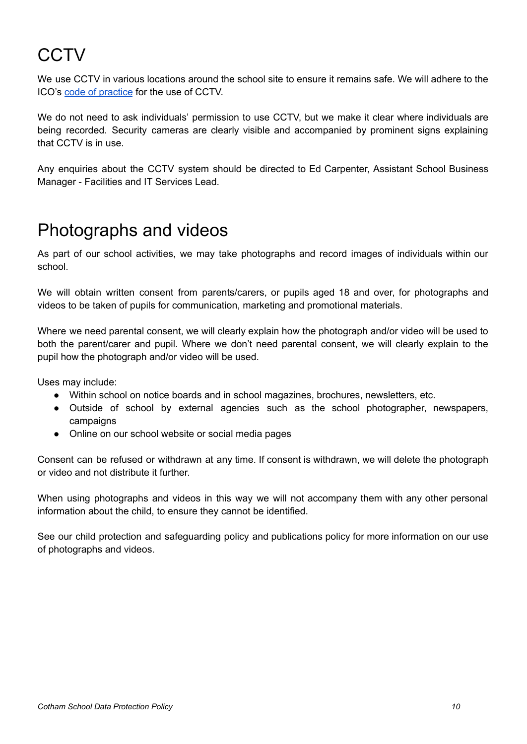# CCTV

We use CCTV in various locations around the school site to ensure it remains safe. We will adhere to the ICO's [code of practice](code of practice) for the use of CCTV.

We do not need to ask individuals' permission to use CCTV, but we make it clear where individuals are being recorded. Security cameras are clearly visible and accompanied by prominent signs explaining that CCTV is in use.

Any enquiries about the CCTV system should be directed to Ed Carpenter, Assistant School Business Manager - Facilities and IT Services Lead.

# Photographs and videos

As part of our school activities, we may take photographs and record images of individuals within our school.

We will obtain written consent from parents/carers, or pupils aged 18 and over, for photographs and videos to be taken of pupils for communication, marketing and promotional materials.

Where we need parental consent, we will clearly explain how the photograph and/or video will be used to both the parent/carer and pupil. Where we don't need parental consent, we will clearly explain to the pupil how the photograph and/or video will be used.

Uses may include:

- Within school on notice boards and in school magazines, brochures, newsletters, etc.
- Outside of school by external agencies such as the school photographer, newspapers, campaigns
- Online on our school website or social media pages

Consent can be refused or withdrawn at any time. If consent is withdrawn, we will delete the photograph or video and not distribute it further.

When using photographs and videos in this way we will not accompany them with any other personal information about the child, to ensure they cannot be identified.

See our child protection and safeguarding policy and publications policy for more information on our use of photographs and videos.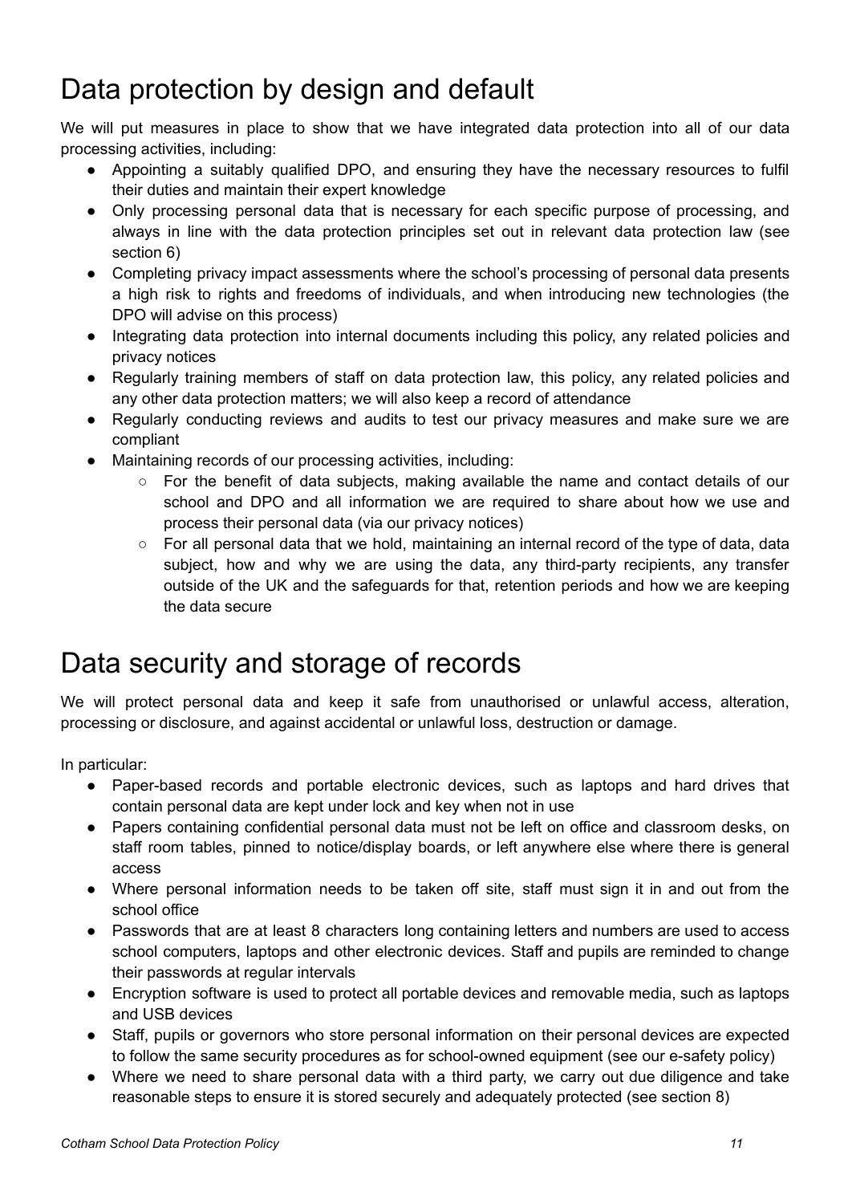# Data protection by design and default

We will put measures in place to show that we have integrated data protection into all of our data processing activities, including:

- Appointing a suitably qualified DPO, and ensuring they have the necessary resources to fulfil their duties and maintain their expert knowledge
- Only processing personal data that is necessary for each specific purpose of processing, and always in line with the data protection principles set out in relevant data protection law (see section 6)
- Completing privacy impact assessments where the school's processing of personal data presents a high risk to rights and freedoms of individuals, and when introducing new technologies (the DPO will advise on this process)
- Integrating data protection into internal documents including this policy, any related policies and privacy notices
- Regularly training members of staff on data protection law, this policy, any related policies and any other data protection matters; we will also keep a record of attendance
- Regularly conducting reviews and audits to test our privacy measures and make sure we are compliant
- Maintaining records of our processing activities, including:
  - For the benefit of data subjects, making available the name and contact details of our school and DPO and all information we are required to share about how we use and process their personal data (via our privacy notices)
  - For all personal data that we hold, maintaining an internal record of the type of data, data subject, how and why we are using the data, any third-party recipients, any transfer outside of the UK and the safeguards for that, retention periods and how we are keeping the data secure

# Data security and storage of records

We will protect personal data and keep it safe from unauthorised or unlawful access, alteration, processing or disclosure, and against accidental or unlawful loss, destruction or damage.

In particular:

- Paper-based records and portable electronic devices, such as laptops and hard drives that contain personal data are kept under lock and key when not in use
- Papers containing confidential personal data must not be left on office and classroom desks, on staff room tables, pinned to notice/display boards, or left anywhere else where there is general access
- Where personal information needs to be taken off site, staff must sign it in and out from the school office
- Passwords that are at least 8 characters long containing letters and numbers are used to access school computers, laptops and other electronic devices. Staff and pupils are reminded to change their passwords at regular intervals
- Encryption software is used to protect all portable devices and removable media, such as laptops and USB devices
- Staff, pupils or governors who store personal information on their personal devices are expected to follow the same security procedures as for school-owned equipment (see our e-safety policy)
- Where we need to share personal data with a third party, we carry out due diligence and take reasonable steps to ensure it is stored securely and adequately protected (see section 8)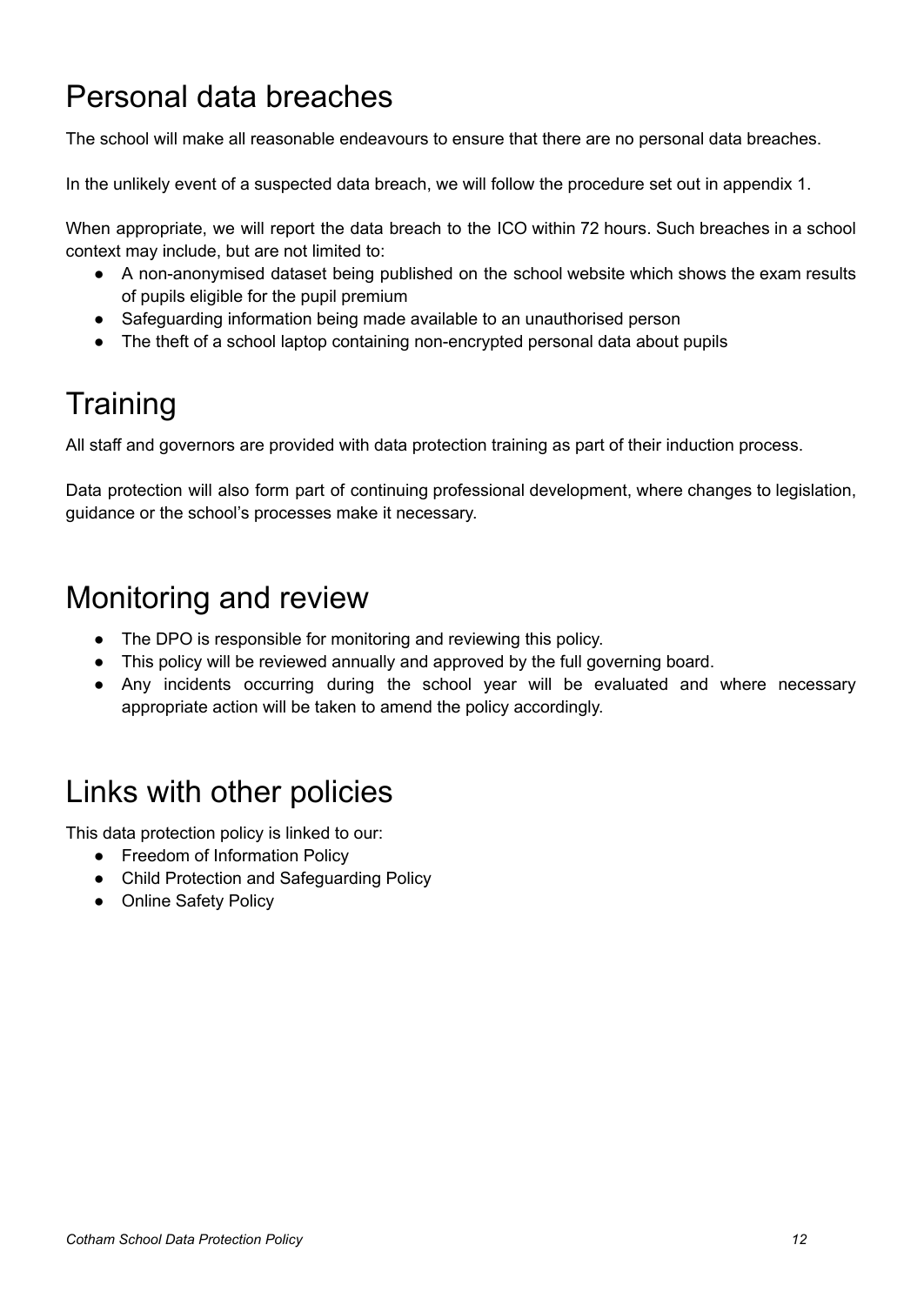# Personal data breaches

The school will make all reasonable endeavours to ensure that there are no personal data breaches.

In the unlikely event of a suspected data breach, we will follow the procedure set out in appendix 1.

When appropriate, we will report the data breach to the ICO within 72 hours. Such breaches in a school context may include, but are not limited to:

- A non-anonymised dataset being published on the school website which shows the exam results of pupils eligible for the pupil premium
- Safeguarding information being made available to an unauthorised person
- The theft of a school laptop containing non-encrypted personal data about pupils

# Training

All staff and governors are provided with data protection training as part of their induction process.

Data protection will also form part of continuing professional development, where changes to legislation, guidance or the school's processes make it necessary.

# Monitoring and review

- The DPO is responsible for monitoring and reviewing this policy.
- This policy will be reviewed annually and approved by the full governing board.
- Any incidents occurring during the school year will be evaluated and where necessary appropriate action will be taken to amend the policy accordingly.

# Links with other policies

This data protection policy is linked to our:

- Freedom of Information Policy
- Child Protection and Safeguarding Policy
- Online Safety Policy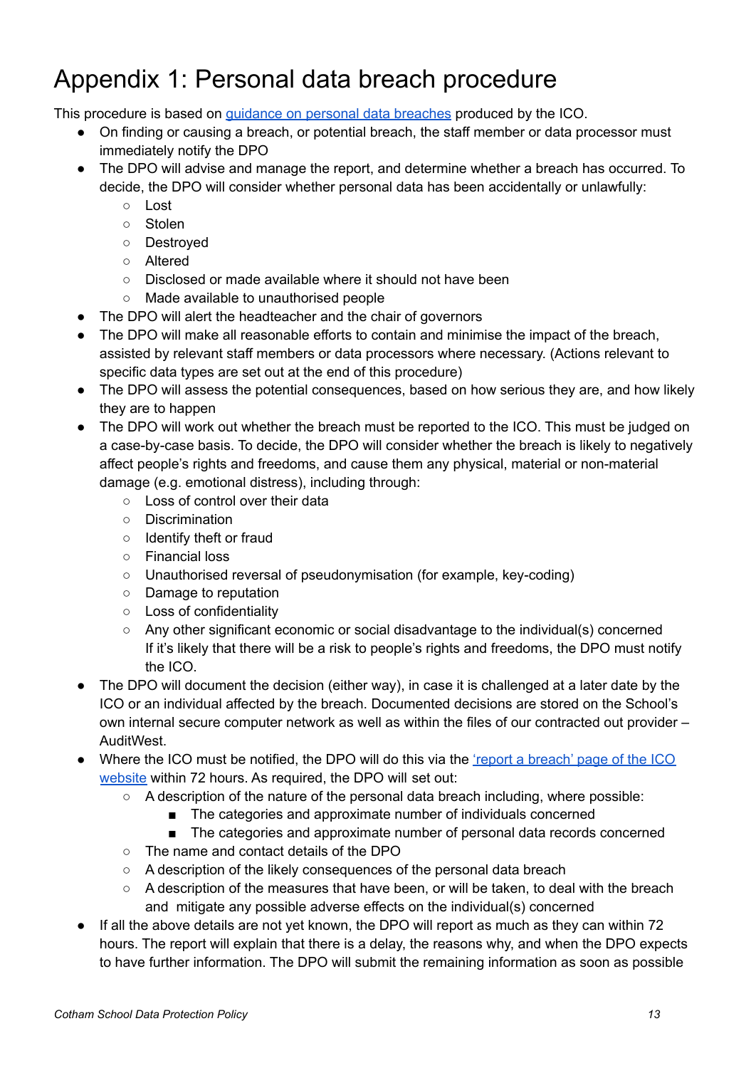# Appendix 1: Personal data breach procedure

This procedure is based on [guidance on personal data breaches](#) produced by the ICO.

- On finding or causing a breach, or potential breach, the staff member or data processor must immediately notify the DPO
- The DPO will advise and manage the report, and determine whether a breach has occurred. To decide, the DPO will consider whether personal data has been accidentally or unlawfully:
  - Lost
  - Stolen
  - Destroyed
  - Altered
  - Disclosed or made available where it should not have been
  - Made available to unauthorised people
- The DPO will alert the headteacher and the chair of governors
- The DPO will make all reasonable efforts to contain and minimise the impact of the breach, assisted by relevant staff members or data processors where necessary. (Actions relevant to specific data types are set out at the end of this procedure)
- The DPO will assess the potential consequences, based on how serious they are, and how likely they are to happen
- The DPO will work out whether the breach must be reported to the ICO. This must be judged on a case-by-case basis. To decide, the DPO will consider whether the breach is likely to negatively affect people's rights and freedoms, and cause them any physical, material or non-material damage (e.g. emotional distress), including through:
  - Loss of control over their data
  - Discrimination
  - Identify theft or fraud
  - Financial loss
  - Unauthorised reversal of pseudonymisation (for example, key-coding)
  - Damage to reputation
  - Loss of confidentiality
  - Any other significant economic or social disadvantage to the individual(s) concerned

    If it's likely that there will be a risk to people's rights and freedoms, the DPO must notify the ICO.
- The DPO will document the decision (either way), in case it is challenged at a later date by the ICO or an individual affected by the breach. Documented decisions are stored on the School's own internal secure computer network as well as within the files of our contracted out provider – AuditWest.
- Where the ICO must be notified, the DPO will do this via the ['report a breach' page of the ICO website](#) within 72 hours. As required, the DPO will set out:
  - A description of the nature of the personal data breach including, where possible:
    - The categories and approximate number of individuals concerned
    - The categories and approximate number of personal data records concerned
  - The name and contact details of the DPO
  - A description of the likely consequences of the personal data breach
  - A description of the measures that have been, or will be taken, to deal with the breach and mitigate any possible adverse effects on the individual(s) concerned
- If all the above details are not yet known, the DPO will report as much as they can within 72 hours. The report will explain that there is a delay, the reasons why, and when the DPO expects to have further information. The DPO will submit the remaining information as soon as possible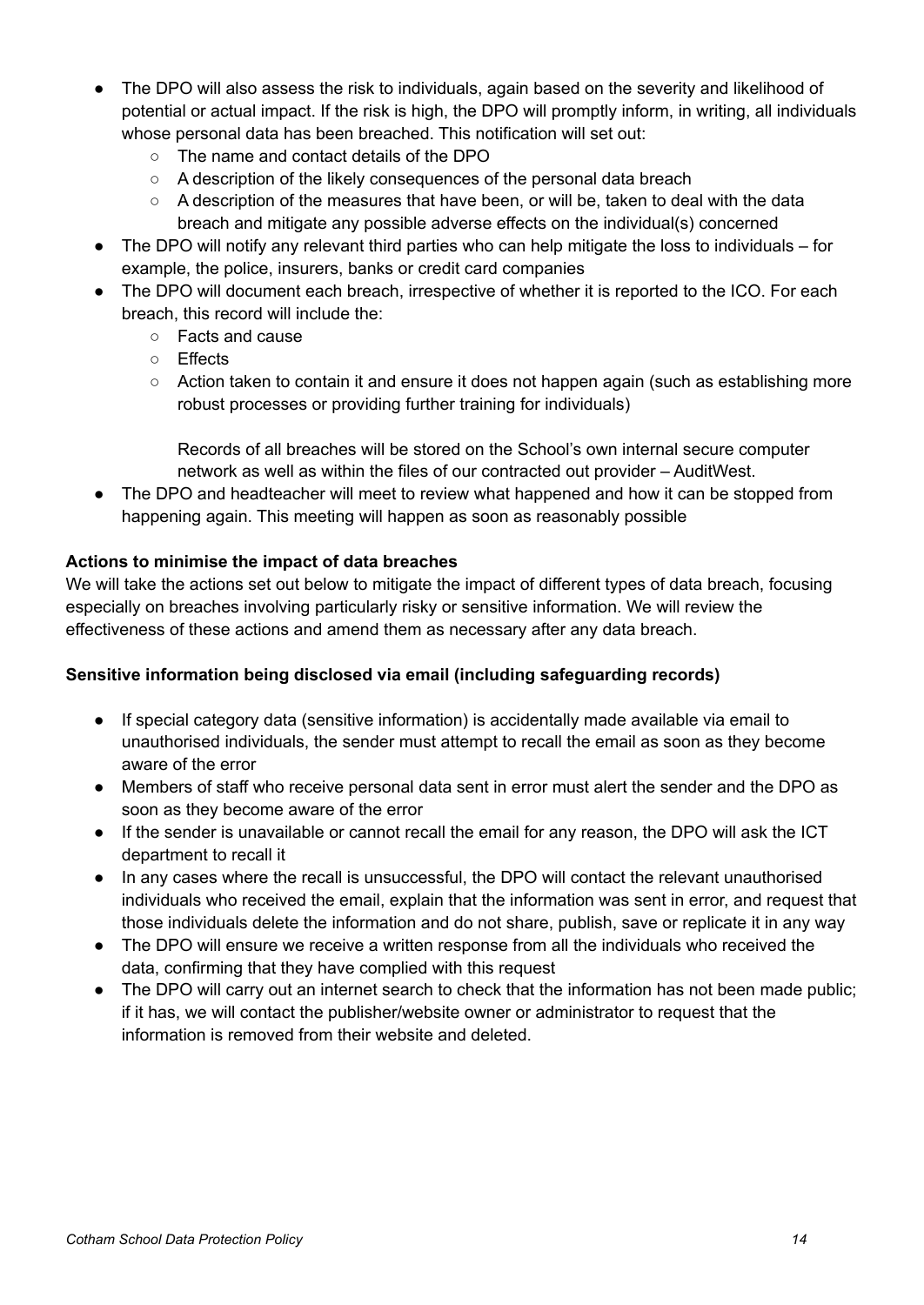- The DPO will also assess the risk to individuals, again based on the severity and likelihood of potential or actual impact. If the risk is high, the DPO will promptly inform, in writing, all individuals whose personal data has been breached. This notification will set out:
    - The name and contact details of the DPO
    - A description of the likely consequences of the personal data breach
    - A description of the measures that have been, or will be, taken to deal with the data breach and mitigate any possible adverse effects on the individual(s) concerned
- The DPO will notify any relevant third parties who can help mitigate the loss to individuals – for example, the police, insurers, banks or credit card companies
- The DPO will document each breach, irrespective of whether it is reported to the ICO. For each breach, this record will include the:
    - Facts and cause
    - Effects
    - Action taken to contain it and ensure it does not happen again (such as establishing more robust processes or providing further training for individuals)

      Records of all breaches will be stored on the School's own internal secure computer network as well as within the files of our contracted out provider – AuditWest.
- The DPO and headteacher will meet to review what happened and how it can be stopped from happening again. This meeting will happen as soon as reasonably possible

**Actions to minimise the impact of data breaches**

We will take the actions set out below to mitigate the impact of different types of data breach, focusing especially on breaches involving particularly risky or sensitive information. We will review the effectiveness of these actions and amend them as necessary after any data breach.

**Sensitive information being disclosed via email (including safeguarding records)**

- If special category data (sensitive information) is accidentally made available via email to unauthorised individuals, the sender must attempt to recall the email as soon as they become aware of the error
- Members of staff who receive personal data sent in error must alert the sender and the DPO as soon as they become aware of the error
- If the sender is unavailable or cannot recall the email for any reason, the DPO will ask the ICT department to recall it
- In any cases where the recall is unsuccessful, the DPO will contact the relevant unauthorised individuals who received the email, explain that the information was sent in error, and request that those individuals delete the information and do not share, publish, save or replicate it in any way
- The DPO will ensure we receive a written response from all the individuals who received the data, confirming that they have complied with this request
- The DPO will carry out an internet search to check that the information has not been made public; if it has, we will contact the publisher/website owner or administrator to request that the information is removed from their website and deleted.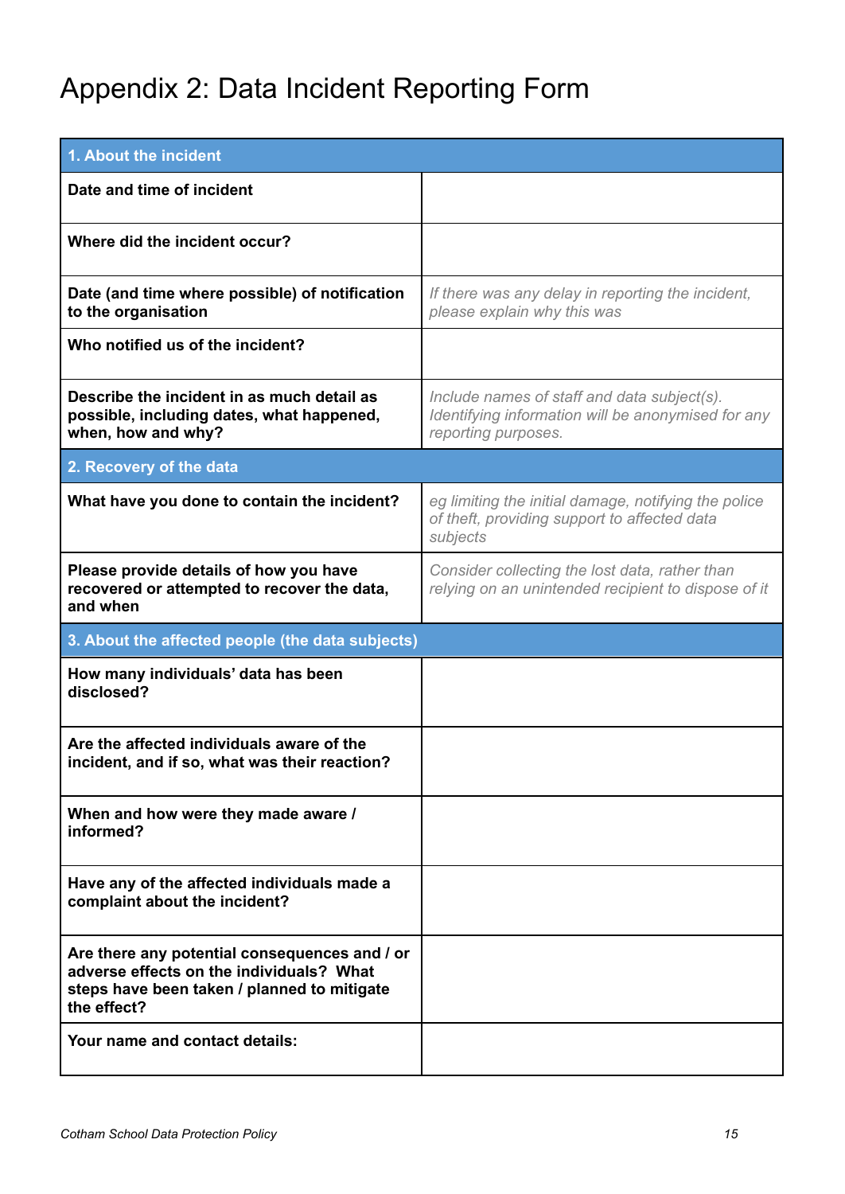# Appendix 2: Data Incident Reporting Form

| **1. About the incident** | |
|---|---|
| **Date and time of incident** | |
| **Where did the incident occur?** | |
| **Date (and time where possible) of notification to the organisation** | *If there was any delay in reporting the incident, please explain why this was* |
| **Who notified us of the incident?** | |
| **Describe the incident in as much detail as possible, including dates, what happened, when, how and why?** | *Include names of staff and data subject(s). Identifying information will be anonymised for any reporting purposes.* |
| **2. Recovery of the data** | |
| **What have you done to contain the incident?** | *eg limiting the initial damage, notifying the police of theft, providing support to affected data subjects* |
| **Please provide details of how you have recovered or attempted to recover the data, and when** | *Consider collecting the lost data, rather than relying on an unintended recipient to dispose of it* |
| **3. About the affected people (the data subjects)** | |
| **How many individuals' data has been disclosed?** | |
| **Are the affected individuals aware of the incident, and if so, what was their reaction?** | |
| **When and how were they made aware / informed?** | |
| **Have any of the affected individuals made a complaint about the incident?** | |
| **Are there any potential consequences and / or adverse effects on the individuals? What steps have been taken / planned to mitigate the effect?** | |
| **Your name and contact details:** | |